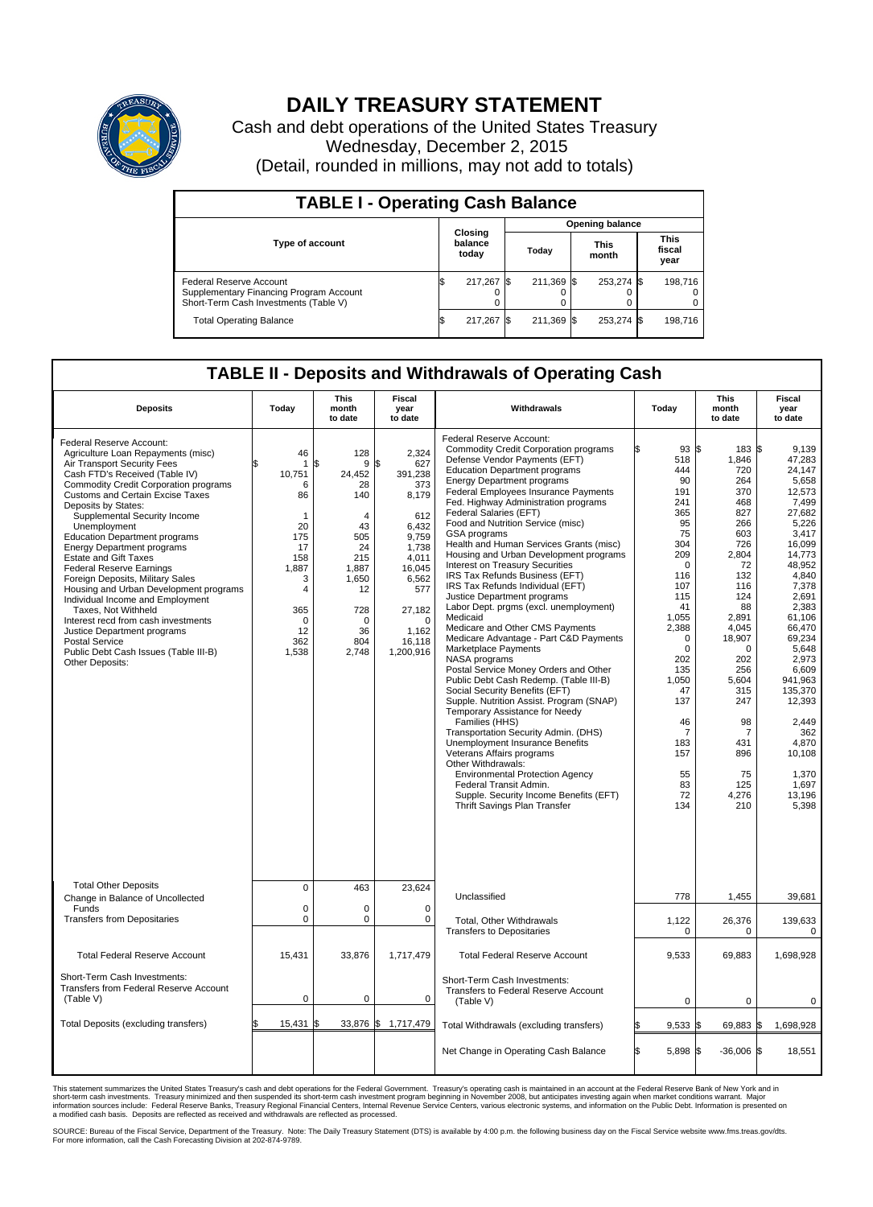# DAILY TREASURY STATEMENT

Cash and debt operations of the United States Treasury

Wednesday, December 2, 2015

(Detail, rounded in millions, may not add to totals)

## TABLE I - Operating Cash Balance

| Type of account | Closing balance today | Opening balance Today | Opening balance This month | Opening balance This fiscal year |
|---|---|---|---|---|
| Federal Reserve Account | $ 217,267 | $ 211,369 | $ 253,274 | $ 198,716 |
| Supplementary Financing Program Account | 0 | 0 | 0 | 0 |
| Short-Term Cash Investments (Table V) | 0 | 0 | 0 | 0 |
| Total Operating Balance | $ 217,267 | $ 211,369 | $ 253,274 | $ 198,716 |

## TABLE II - Deposits and Withdrawals of Operating Cash

| Deposits | Today | This month to date | Fiscal year to date |
|---|---|---|---|
| Federal Reserve Account: | | | |
| Agriculture Loan Repayments (misc) | 46 | 128 | 2,324 |
| Air Transport Security Fees | $ 1 | $ 9 | $ 627 |
| Cash FTD's Received (Table IV) | 10,751 | 24,452 | 391,238 |
| Commodity Credit Corporation programs | 6 | 28 | 373 |
| Customs and Certain Excise Taxes | 86 | 140 | 8,179 |
| Deposits by States: | | | |
| Supplemental Security Income | 1 | 4 | 612 |
| Unemployment | 20 | 43 | 6,432 |
| Education Department programs | 175 | 505 | 9,759 |
| Energy Department programs | 17 | 24 | 1,738 |
| Estate and Gift Taxes | 158 | 215 | 4,011 |
| Federal Reserve Earnings | 1,887 | 1,887 | 16,045 |
| Foreign Deposits, Military Sales | 3 | 1,650 | 6,562 |
| Housing and Urban Development programs | 4 | 12 | 577 |
| Individual Income and Employment Taxes, Not Withheld | 365 | 728 | 27,182 |
| Interest recd from cash investments | 0 | 0 | 0 |
| Justice Department programs | 12 | 36 | 1,162 |
| Postal Service | 362 | 804 | 16,118 |
| Public Debt Cash Issues (Table III-B) | 1,538 | 2,748 | 1,200,916 |
| Other Deposits: | | | |
| Total Other Deposits | 0 | 463 | 23,624 |
| Change in Balance of Uncollected Funds | 0 | 0 | 0 |
| Transfers from Depositaries | 0 | 0 | 0 |
| Total Federal Reserve Account | 15,431 | 33,876 | 1,717,479 |
| Short-Term Cash Investments: Transfers from Federal Reserve Account (Table V) | 0 | 0 | 0 |
| Total Deposits (excluding transfers) | $ 15,431 | $ 33,876 | $ 1,717,479 |

| Withdrawals | Today | This month to date | Fiscal year to date |
|---|---|---|---|
| Federal Reserve Account: | | | |
| Commodity Credit Corporation programs | $ 93 | $ 183 | $ 9,139 |
| Defense Vendor Payments (EFT) | 518 | 1,846 | 47,283 |
| Education Department programs | 444 | 720 | 24,147 |
| Energy Department programs | 90 | 264 | 5,658 |
| Federal Employees Insurance Payments | 191 | 370 | 12,573 |
| Fed. Highway Administration programs | 241 | 468 | 7,499 |
| Federal Salaries (EFT) | 365 | 827 | 27,682 |
| Food and Nutrition Service (misc) | 95 | 266 | 5,226 |
| GSA programs | 75 | 603 | 3,417 |
| Health and Human Services Grants (misc) | 304 | 726 | 16,099 |
| Housing and Urban Development programs | 209 | 2,804 | 14,773 |
| Interest on Treasury Securities | 0 | 72 | 48,952 |
| IRS Tax Refunds Business (EFT) | 116 | 132 | 4,840 |
| IRS Tax Refunds Individual (EFT) | 107 | 116 | 7,378 |
| Justice Department programs | 115 | 124 | 2,691 |
| Labor Dept. prgms (excl. unemployment) | 41 | 88 | 2,383 |
| Medicaid | 1,055 | 2,891 | 61,106 |
| Medicare and Other CMS Payments | 2,388 | 4,045 | 66,470 |
| Medicare Advantage - Part C&D Payments | 0 | 18,907 | 69,234 |
| Marketplace Payments | 0 | 0 | 5,648 |
| NASA programs | 202 | 202 | 2,973 |
| Postal Service Money Orders and Other | 135 | 256 | 6,609 |
| Public Debt Cash Redemp. (Table III-B) | 1,050 | 5,604 | 941,963 |
| Social Security Benefits (EFT) | 47 | 315 | 135,370 |
| Supple. Nutrition Assist. Program (SNAP) | 137 | 247 | 12,393 |
| Temporary Assistance for Needy Families (HHS) | 46 | 98 | 2,449 |
| Transportation Security Admin. (DHS) | 7 | 7 | 362 |
| Unemployment Insurance Benefits | 183 | 431 | 4,870 |
| Veterans Affairs programs | 157 | 896 | 10,108 |
| Other Withdrawals: | | | |
| Environmental Protection Agency | 55 | 75 | 1,370 |
| Federal Transit Admin. | 83 | 125 | 1,697 |
| Supple. Security Income Benefits (EFT) | 72 | 4,276 | 13,196 |
| Thrift Savings Plan Transfer | 134 | 210 | 5,398 |
| Unclassified | 778 | 1,455 | 39,681 |
| Total, Other Withdrawals | 1,122 | 26,376 | 139,633 |
| Transfers to Depositaries | 0 | 0 | 0 |
| Total Federal Reserve Account | 9,533 | 69,883 | 1,698,928 |
| Short-Term Cash Investments: Transfers to Federal Reserve Account (Table V) | 0 | 0 | 0 |
| Total Withdrawals (excluding transfers) | $ 9,533 | $ 69,883 | $ 1,698,928 |
| Net Change in Operating Cash Balance | $ 5,898 | $ -36,006 | $ 18,551 |

This statement summarizes the United States Treasury's cash and debt operations for the Federal Government. Treasury's operating cash is maintained in an account at the Federal Reserve Bank of New York and in short-term cash investments. Treasury minimized and then suspended its short-term cash investment program beginning in November 2008, but anticipates investing again when market conditions warrant. Major information sources include: Federal Reserve Banks, Treasury Regional Financial Centers, Internal Revenue Service Centers, various electronic systems, and information on the Public Debt. Information is presented on a modified cash basis. Deposits are reflected as received and withdrawals are reflected as processed.

SOURCE: Bureau of the Fiscal Service, Department of the Treasury. Note: The Daily Treasury Statement (DTS) is available by 4:00 p.m. the following business day on the Fiscal Service website www.fms.treas.gov/dts. For more information, call the Cash Forecasting Division at 202-874-9789.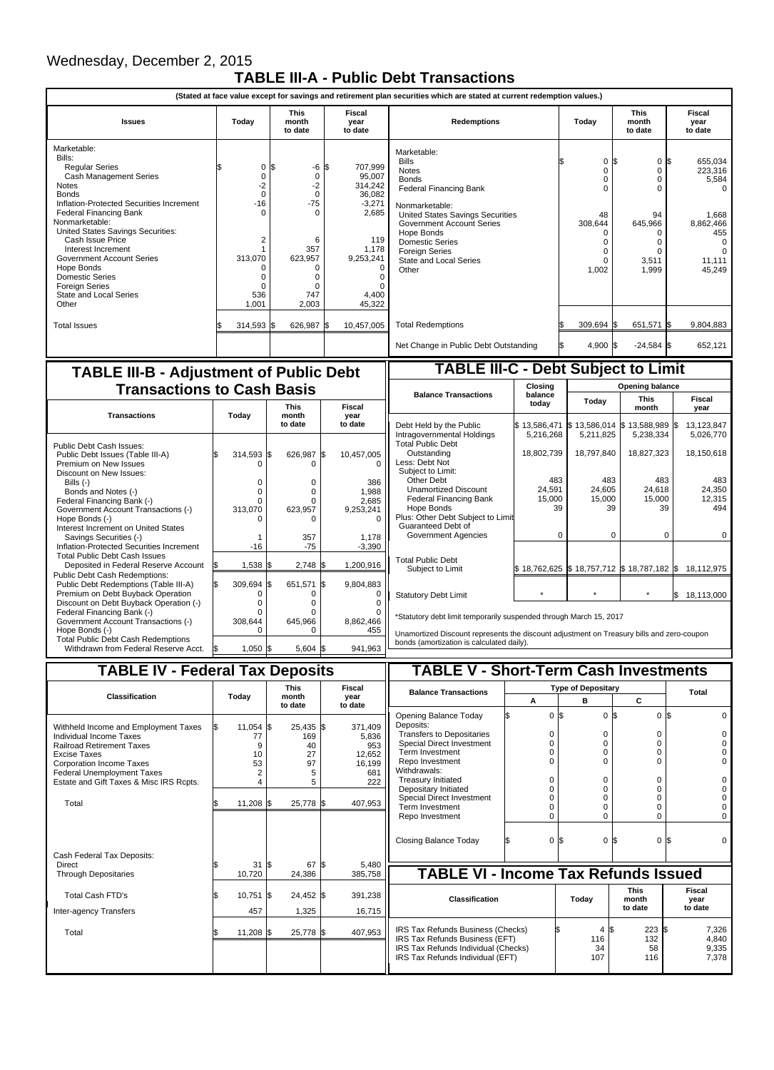Wednesday, December 2, 2015

# TABLE III-A - Public Debt Transactions

(Stated at face value except for savings and retirement plan securities which are stated at current redemption values.)

| Issues | Today | This month to date | Fiscal year to date |
|---|---|---|---|
| Marketable: | | | |
| Bills: | | | |
| Regular Series | $ 0 | $ -6 | $ 707,999 |
| Cash Management Series | 0 | 0 | 95,007 |
| Notes | -2 | -2 | 314,242 |
| Bonds | 0 | 0 | 36,082 |
| Inflation-Protected Securities Increment | -16 | -75 | -3,271 |
| Federal Financing Bank | 0 | 0 | 2,685 |
| Nonmarketable: | | | |
| United States Savings Securities: | | | |
| Cash Issue Price | 2 | 6 | 119 |
| Interest Increment | 1 | 357 | 1,178 |
| Government Account Series | 313,070 | 623,957 | 9,253,241 |
| Hope Bonds | 0 | 0 | 0 |
| Domestic Series | 0 | 0 | 0 |
| Foreign Series | 0 | 0 | 0 |
| State and Local Series | 536 | 747 | 4,400 |
| Other | 1,001 | 2,003 | 45,322 |
| Total Issues | $ 314,593 | $ 626,987 | $ 10,457,005 |

| Redemptions | Today | This month to date | Fiscal year to date |
|---|---|---|---|
| Marketable: | | | |
| Bills | $ 0 | $ 0 | $ 655,034 |
| Notes | 0 | 0 | 223,316 |
| Bonds | 0 | 0 | 5,584 |
| Federal Financing Bank | 0 | 0 | 0 |
| Nonmarketable: | | | |
| United States Savings Securities | 48 | 94 | 1,668 |
| Government Account Series | 308,644 | 645,966 | 8,862,466 |
| Hope Bonds | 0 | 0 | 455 |
| Domestic Series | 0 | 0 | 0 |
| Foreign Series | 0 | 0 | 0 |
| State and Local Series | 0 | 3,511 | 11,111 |
| Other | 1,002 | 1,999 | 45,249 |
| Total Redemptions | $ 309,694 | $ 651,571 | $ 9,804,883 |
| Net Change in Public Debt Outstanding | $ 4,900 | $ -24,584 | $ 652,121 |

# TABLE III-B - Adjustment of Public Debt Transactions to Cash Basis

| Transactions | Today | This month to date | Fiscal year to date |
|---|---|---|---|
| Public Debt Cash Issues: | | | |
| Public Debt Issues (Table III-A) | $ 314,593 | $ 626,987 | $ 10,457,005 |
| Premium on New Issues | 0 | 0 | 0 |
| Discount on New Issues: | | | |
| Bills (-) | 0 | 0 | 386 |
| Bonds and Notes (-) | 0 | 0 | 1,988 |
| Federal Financing Bank (-) | 0 | 0 | 2,685 |
| Government Account Transactions (-) | 313,070 | 623,957 | 9,253,241 |
| Hope Bonds (-) | 0 | 0 | 0 |
| Interest Increment on United States Savings Securities (-) | 1 | 357 | 1,178 |
| Inflation-Protected Securities Increment | -16 | -75 | -3,390 |
| Total Public Debt Cash Issues Deposited in Federal Reserve Account | $ 1,538 | $ 2,748 | $ 1,200,916 |
| Public Debt Cash Redemptions: | | | |
| Public Debt Redemptions (Table III-A) | $ 309,694 | $ 651,571 | $ 9,804,883 |
| Premium on Debt Buyback Operation | 0 | 0 | 0 |
| Discount on Debt Buyback Operation (-) | 0 | 0 | 0 |
| Federal Financing Bank (-) | 0 | 0 | 0 |
| Government Account Transactions (-) | 308,644 | 645,966 | 8,862,466 |
| Hope Bonds (-) | 0 | 0 | 455 |
| Total Public Debt Cash Redemptions Withdrawn from Federal Reserve Acct. | $ 1,050 | $ 5,604 | $ 941,963 |

# TABLE III-C - Debt Subject to Limit

| Balance Transactions | Closing balance today | Opening balance Today | Opening balance This month | Opening balance Fiscal year |
|---|---|---|---|---|
| Debt Held by the Public | $ 13,586,471 | $ 13,586,014 | $ 13,588,989 | $ 13,123,847 |
| Intragovernmental Holdings | 5,216,268 | 5,211,825 | 5,238,334 | 5,026,770 |
| Total Public Debt Outstanding | 18,802,739 | 18,797,840 | 18,827,323 | 18,150,618 |
| Less: Debt Not Subject to Limit: | | | | |
| Other Debt | 483 | 483 | 483 | 483 |
| Unamortized Discount | 24,591 | 24,605 | 24,618 | 24,350 |
| Federal Financing Bank | 15,000 | 15,000 | 15,000 | 12,315 |
| Hope Bonds | 39 | 39 | 39 | 494 |
| Plus: Other Debt Subject to Limit | | | | |
| Guaranteed Debt of Government Agencies | 0 | 0 | 0 | 0 |
| Total Public Debt Subject to Limit | $ 18,762,625 | $ 18,757,712 | $ 18,787,182 | $ 18,112,975 |
| Statutory Debt Limit | * | * | * | $ 18,113,000 |

*Statutory debt limit temporarily suspended through March 15, 2017

Unamortized Discount represents the discount adjustment on Treasury bills and zero-coupon bonds (amortization is calculated daily).

# TABLE IV - Federal Tax Deposits

| Classification | Today | This month to date | Fiscal year to date |
|---|---|---|---|
| Withheld Income and Employment Taxes | $ 11,054 | $ 25,435 | $ 371,409 |
| Individual Income Taxes | 77 | 169 | 5,836 |
| Railroad Retirement Taxes | 9 | 40 | 953 |
| Excise Taxes | 10 | 27 | 12,652 |
| Corporation Income Taxes | 53 | 97 | 16,199 |
| Federal Unemployment Taxes | 2 | 5 | 681 |
| Estate and Gift Taxes & Misc IRS Rcpts. | 4 | 5 | 222 |
| Total | $ 11,208 | $ 25,778 | $ 407,953 |
| Cash Federal Tax Deposits: | | | |
| Direct | $ 31 | $ 67 | $ 5,480 |
| Through Depositaries | 10,720 | 24,386 | 385,758 |
| Total Cash FTD's | $ 10,751 | $ 24,452 | $ 391,238 |
| Inter-agency Transfers | 457 | 1,325 | 16,715 |
| Total | $ 11,208 | $ 25,778 | $ 407,953 |

# TABLE V - Short-Term Cash Investments

| Balance Transactions | Type of Depositary A | B | C | Total |
|---|---|---|---|---|
| Opening Balance Today | $ 0 | $ 0 | $ 0 | $ 0 |
| Deposits: | | | | |
| Transfers to Depositaries | 0 | 0 | 0 | 0 |
| Special Direct Investment | 0 | 0 | 0 | 0 |
| Term Investment | 0 | 0 | 0 | 0 |
| Repo Investment | 0 | 0 | 0 | 0 |
| Withdrawals: | | | | |
| Treasury Initiated | 0 | 0 | 0 | 0 |
| Depositary Initiated | 0 | 0 | 0 | 0 |
| Special Direct Investment | 0 | 0 | 0 | 0 |
| Term Investment | 0 | 0 | 0 | 0 |
| Repo Investment | 0 | 0 | 0 | 0 |
| Closing Balance Today | $ 0 | $ 0 | $ 0 | $ 0 |

# TABLE VI - Income Tax Refunds Issued

| Classification | Today | This month to date | Fiscal year to date |
|---|---|---|---|
| IRS Tax Refunds Business (Checks) | $ 4 | $ 223 | $ 7,326 |
| IRS Tax Refunds Business (EFT) | 116 | 132 | 4,840 |
| IRS Tax Refunds Individual (Checks) | 34 | 58 | 9,335 |
| IRS Tax Refunds Individual (EFT) | 107 | 116 | 7,378 |